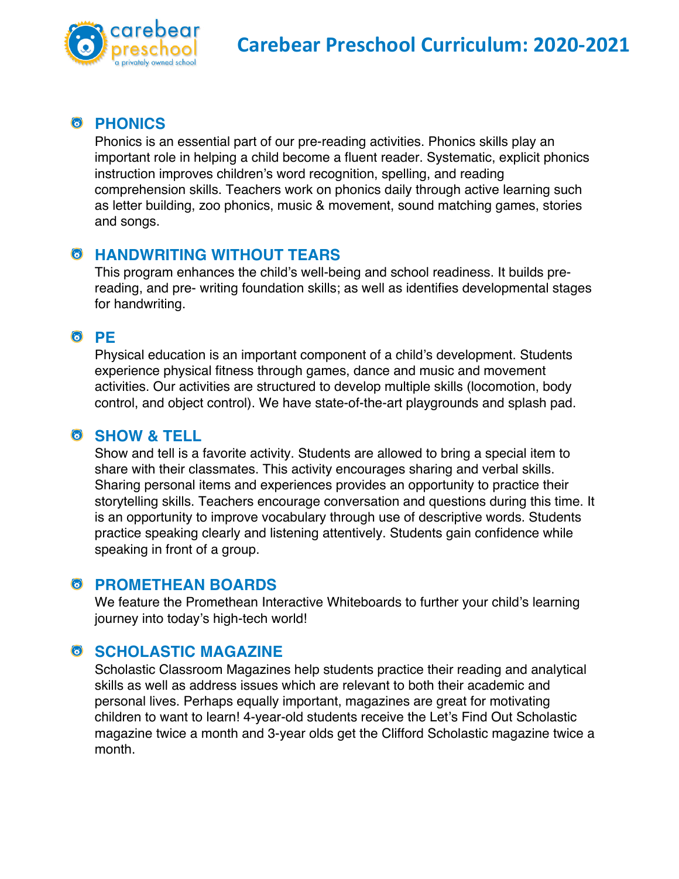# Carebear Preschool Curriculum: 2020-2021

## PHONICS

Phonics is an essential part of our pre-reading activities. Phonics skills play an important role in helping a child become a fluent reader. Systematic, explicit phonics instruction improves children's word recognition, spelling, and reading comprehension skills. Teachers work on phonics daily through active learning such as letter building, zoo phonics, music & movement, sound matching games, stories and songs.

## HANDWRITING WITHOUT TEARS

This program enhances the child's well-being and school readiness. It builds pre-reading, and pre- writing foundation skills; as well as identifies developmental stages for handwriting.

## PE

Physical education is an important component of a child's development. Students experience physical fitness through games, dance and music and movement activities. Our activities are structured to develop multiple skills (locomotion, body control, and object control). We have state-of-the-art playgrounds and splash pad.

## SHOW & TELL

Show and tell is a favorite activity. Students are allowed to bring a special item to share with their classmates. This activity encourages sharing and verbal skills. Sharing personal items and experiences provides an opportunity to practice their storytelling skills. Teachers encourage conversation and questions during this time. It is an opportunity to improve vocabulary through use of descriptive words. Students practice speaking clearly and listening attentively. Students gain confidence while speaking in front of a group.

## PROMETHEAN BOARDS

We feature the Promethean Interactive Whiteboards to further your child's learning journey into today's high-tech world!

## SCHOLASTIC MAGAZINE

Scholastic Classroom Magazines help students practice their reading and analytical skills as well as address issues which are relevant to both their academic and personal lives. Perhaps equally important, magazines are great for motivating children to want to learn! 4-year-old students receive the Let's Find Out Scholastic magazine twice a month and 3-year olds get the Clifford Scholastic magazine twice a month.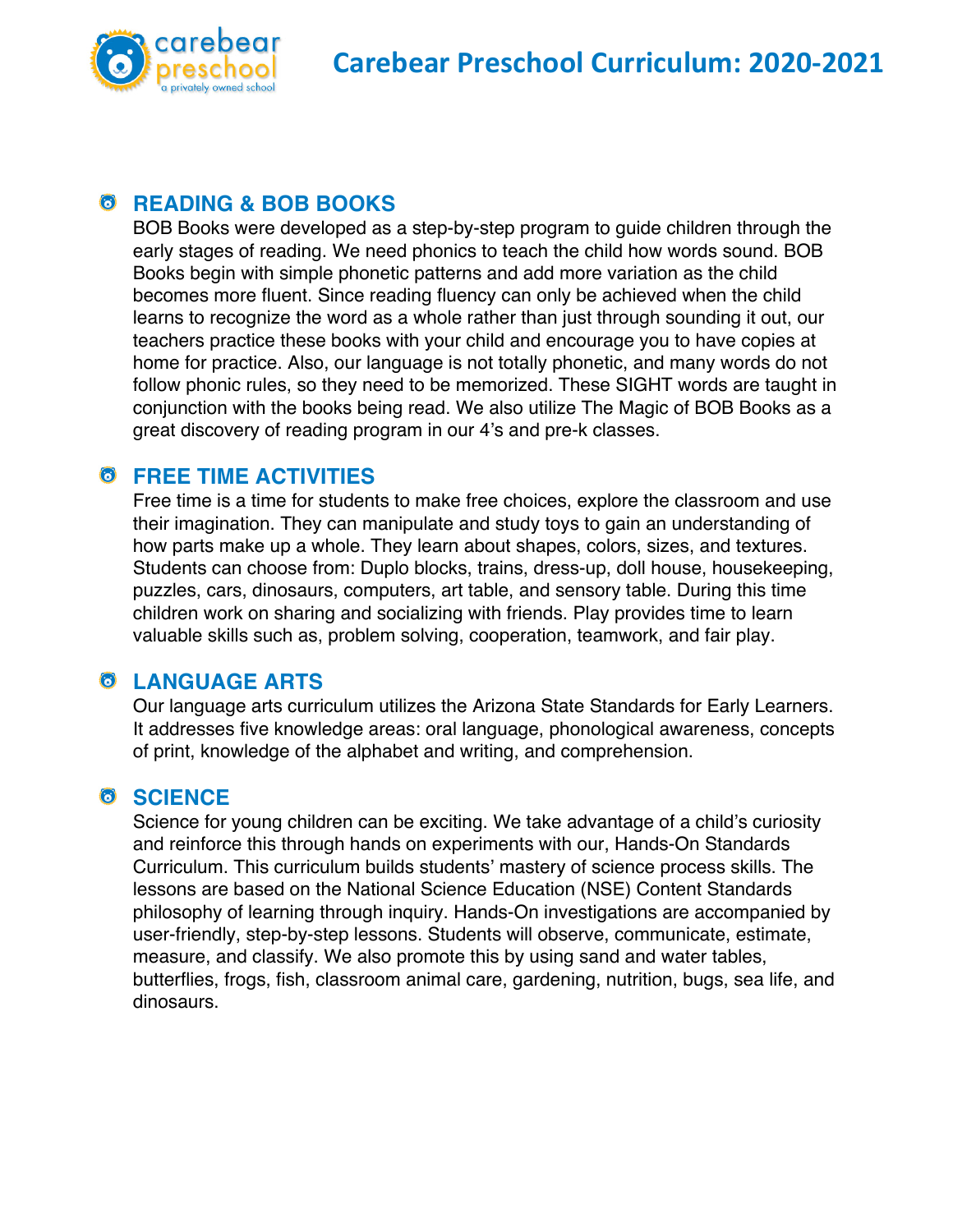## READING & BOB BOOKS

BOB Books were developed as a step-by-step program to guide children through the early stages of reading. We need phonics to teach the child how words sound. BOB Books begin with simple phonetic patterns and add more variation as the child becomes more fluent. Since reading fluency can only be achieved when the child learns to recognize the word as a whole rather than just through sounding it out, our teachers practice these books with your child and encourage you to have copies at home for practice. Also, our language is not totally phonetic, and many words do not follow phonic rules, so they need to be memorized. These SIGHT words are taught in conjunction with the books being read. We also utilize The Magic of BOB Books as a great discovery of reading program in our 4's and pre-k classes.

## FREE TIME ACTIVITIES

Free time is a time for students to make free choices, explore the classroom and use their imagination. They can manipulate and study toys to gain an understanding of how parts make up a whole. They learn about shapes, colors, sizes, and textures. Students can choose from: Duplo blocks, trains, dress-up, doll house, housekeeping, puzzles, cars, dinosaurs, computers, art table, and sensory table. During this time children work on sharing and socializing with friends. Play provides time to learn valuable skills such as, problem solving, cooperation, teamwork, and fair play.

## LANGUAGE ARTS

Our language arts curriculum utilizes the Arizona State Standards for Early Learners. It addresses five knowledge areas: oral language, phonological awareness, concepts of print, knowledge of the alphabet and writing, and comprehension.

## SCIENCE

Science for young children can be exciting. We take advantage of a child's curiosity and reinforce this through hands on experiments with our, Hands-On Standards Curriculum. This curriculum builds students' mastery of science process skills. The lessons are based on the National Science Education (NSE) Content Standards philosophy of learning through inquiry. Hands-On investigations are accompanied by user-friendly, step-by-step lessons. Students will observe, communicate, estimate, measure, and classify. We also promote this by using sand and water tables, butterflies, frogs, fish, classroom animal care, gardening, nutrition, bugs, sea life, and dinosaurs.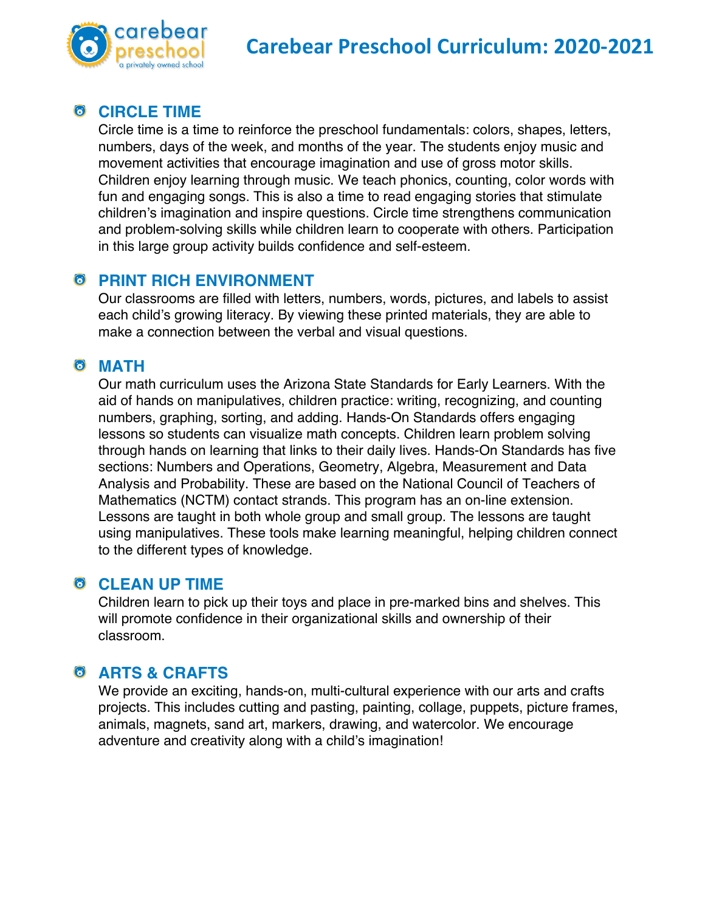# Carebear Preschool Curriculum: 2020-2021

## CIRCLE TIME

Circle time is a time to reinforce the preschool fundamentals: colors, shapes, letters, numbers, days of the week, and months of the year. The students enjoy music and movement activities that encourage imagination and use of gross motor skills. Children enjoy learning through music. We teach phonics, counting, color words with fun and engaging songs. This is also a time to read engaging stories that stimulate children's imagination and inspire questions. Circle time strengthens communication and problem-solving skills while children learn to cooperate with others. Participation in this large group activity builds confidence and self-esteem.

## PRINT RICH ENVIRONMENT

Our classrooms are filled with letters, numbers, words, pictures, and labels to assist each child's growing literacy. By viewing these printed materials, they are able to make a connection between the verbal and visual questions.

## MATH

Our math curriculum uses the Arizona State Standards for Early Learners. With the aid of hands on manipulatives, children practice: writing, recognizing, and counting numbers, graphing, sorting, and adding. Hands-On Standards offers engaging lessons so students can visualize math concepts. Children learn problem solving through hands on learning that links to their daily lives. Hands-On Standards has five sections: Numbers and Operations, Geometry, Algebra, Measurement and Data Analysis and Probability. These are based on the National Council of Teachers of Mathematics (NCTM) contact strands. This program has an on-line extension. Lessons are taught in both whole group and small group. The lessons are taught using manipulatives. These tools make learning meaningful, helping children connect to the different types of knowledge.

## CLEAN UP TIME

Children learn to pick up their toys and place in pre-marked bins and shelves. This will promote confidence in their organizational skills and ownership of their classroom.

## ARTS & CRAFTS

We provide an exciting, hands-on, multi-cultural experience with our arts and crafts projects. This includes cutting and pasting, painting, collage, puppets, picture frames, animals, magnets, sand art, markers, drawing, and watercolor. We encourage adventure and creativity along with a child's imagination!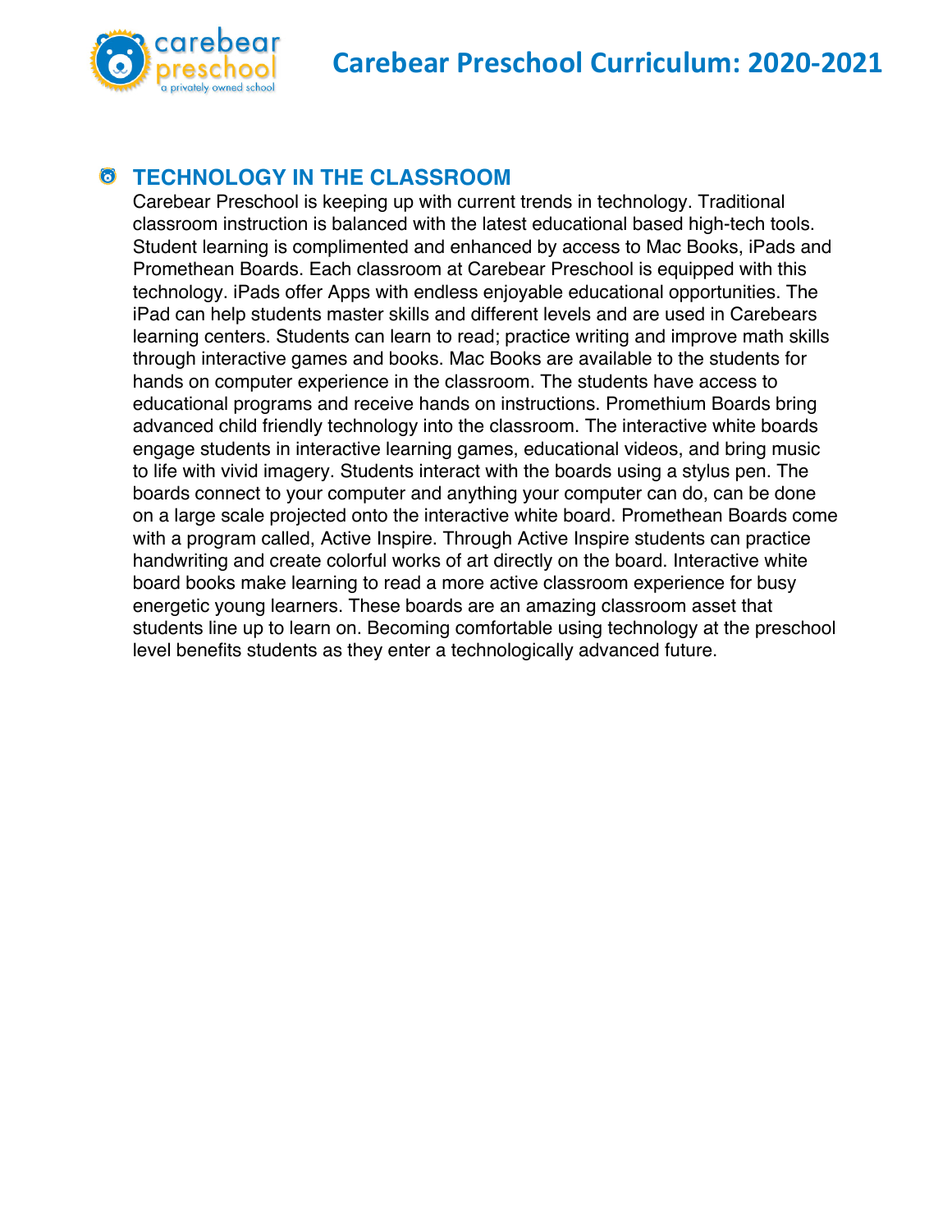## TECHNOLOGY IN THE CLASSROOM

Carebear Preschool is keeping up with current trends in technology. Traditional classroom instruction is balanced with the latest educational based high-tech tools. Student learning is complimented and enhanced by access to Mac Books, iPads and Promethean Boards. Each classroom at Carebear Preschool is equipped with this technology. iPads offer Apps with endless enjoyable educational opportunities. The iPad can help students master skills and different levels and are used in Carebears learning centers. Students can learn to read; practice writing and improve math skills through interactive games and books. Mac Books are available to the students for hands on computer experience in the classroom. The students have access to educational programs and receive hands on instructions. Promethium Boards bring advanced child friendly technology into the classroom. The interactive white boards engage students in interactive learning games, educational videos, and bring music to life with vivid imagery. Students interact with the boards using a stylus pen. The boards connect to your computer and anything your computer can do, can be done on a large scale projected onto the interactive white board. Promethean Boards come with a program called, Active Inspire. Through Active Inspire students can practice handwriting and create colorful works of art directly on the board. Interactive white board books make learning to read a more active classroom experience for busy energetic young learners. These boards are an amazing classroom asset that students line up to learn on. Becoming comfortable using technology at the preschool level benefits students as they enter a technologically advanced future.